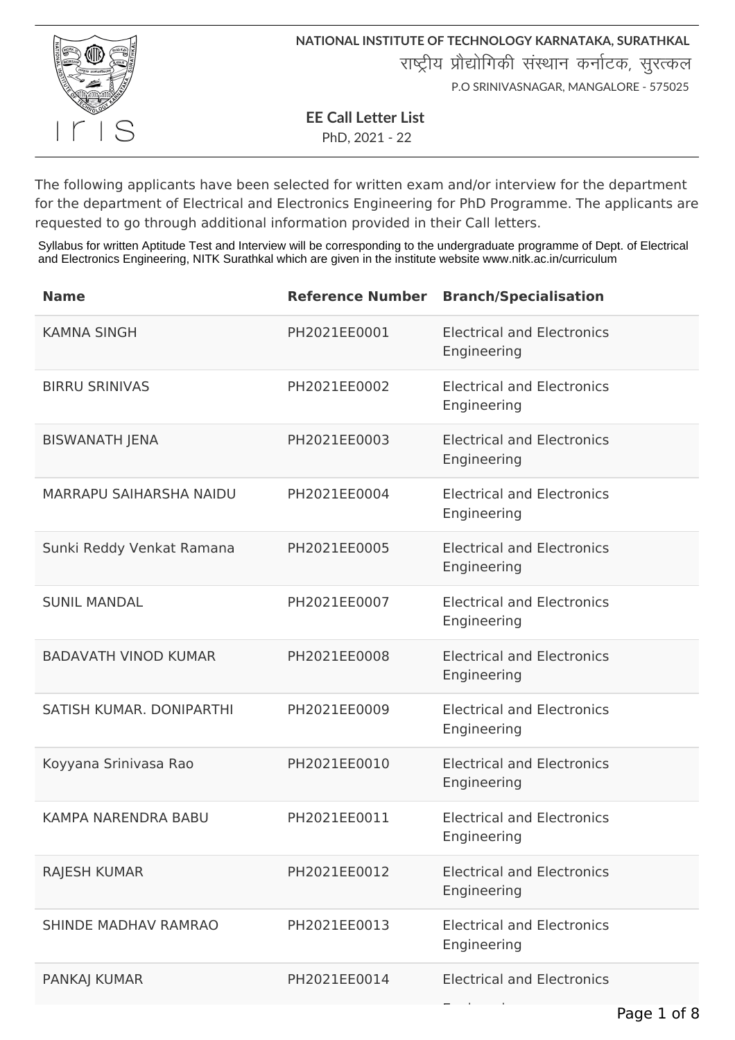**NATIONAL INSTITUTE OF TECHNOLOGY KARNATAKA, SURATHKAL**

राष्ट्रीय प्रौद्योगिकी संस्थान कर्नाटक, सुरत्कल

P.O SRINIVASNAGAR, MANGALORE - 575025

**EE Call Letter List**

PhD, 2021 - 22

The following applicants have been selected for written exam and/or interview for the department for the department of Electrical and Electronics Engineering for PhD Programme. The applicants are requested to go through additional information provided in their Call letters.

Syllabus for written Aptitude Test and Interview will be corresponding to the undergraduate programme of Dept. of Electrical and Electronics Engineering, NITK Surathkal which are given in the institute website www.nitk.ac.in/curriculum

| Name | Reference Number | Branch/Specialisation |
|---|---|---|
| KAMNA SINGH | PH2021EE0001 | Electrical and Electronics Engineering |
| BIRRU SRINIVAS | PH2021EE0002 | Electrical and Electronics Engineering |
| BISWANATH JENA | PH2021EE0003 | Electrical and Electronics Engineering |
| MARRAPU SAIHARSHA NAIDU | PH2021EE0004 | Electrical and Electronics Engineering |
| Sunki Reddy Venkat Ramana | PH2021EE0005 | Electrical and Electronics Engineering |
| SUNIL MANDAL | PH2021EE0007 | Electrical and Electronics Engineering |
| BADAVATH VINOD KUMAR | PH2021EE0008 | Electrical and Electronics Engineering |
| SATISH KUMAR. DONIPARTHI | PH2021EE0009 | Electrical and Electronics Engineering |
| Koyyana Srinivasa Rao | PH2021EE0010 | Electrical and Electronics Engineering |
| KAMPA NARENDRA BABU | PH2021EE0011 | Electrical and Electronics Engineering |
| RAJESH KUMAR | PH2021EE0012 | Electrical and Electronics Engineering |
| SHINDE MADHAV RAMRAO | PH2021EE0013 | Electrical and Electronics Engineering |
| PANKAJ KUMAR | PH2021EE0014 | Electrical and Electronics Engineering |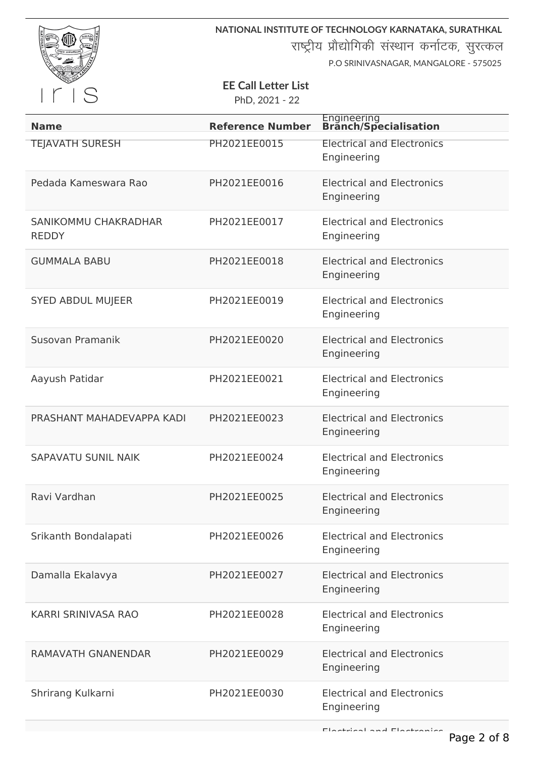NATIONAL INSTITUTE OF TECHNOLOGY KARNATAKA, SURATHKAL

राष्ट्रीय प्रौद्योगिकी संस्थान कर्नाटक, सुरत्कल

P.O SRINIVASNAGAR, MANGALORE - 575025

**EE Call Letter List**

PhD, 2021 - 22

| Name | Reference Number | Engineering Branch/Specialisation |
|---|---|---|
| TEJAVATH SURESH | PH2021EE0015 | Electrical and Electronics Engineering |
| Pedada Kameswara Rao | PH2021EE0016 | Electrical and Electronics Engineering |
| SANIKOMMU CHAKRADHAR REDDY | PH2021EE0017 | Electrical and Electronics Engineering |
| GUMMALA BABU | PH2021EE0018 | Electrical and Electronics Engineering |
| SYED ABDUL MUJEER | PH2021EE0019 | Electrical and Electronics Engineering |
| Susovan Pramanik | PH2021EE0020 | Electrical and Electronics Engineering |
| Aayush Patidar | PH2021EE0021 | Electrical and Electronics Engineering |
| PRASHANT MAHADEVAPPA KADI | PH2021EE0023 | Electrical and Electronics Engineering |
| SAPAVATU SUNIL NAIK | PH2021EE0024 | Electrical and Electronics Engineering |
| Ravi Vardhan | PH2021EE0025 | Electrical and Electronics Engineering |
| Srikanth Bondalapati | PH2021EE0026 | Electrical and Electronics Engineering |
| Damalla Ekalavya | PH2021EE0027 | Electrical and Electronics Engineering |
| KARRI SRINIVASA RAO | PH2021EE0028 | Electrical and Electronics Engineering |
| RAMAVATH GNANENDAR | PH2021EE0029 | Electrical and Electronics Engineering |
| Shrirang Kulkarni | PH2021EE0030 | Electrical and Electronics Engineering |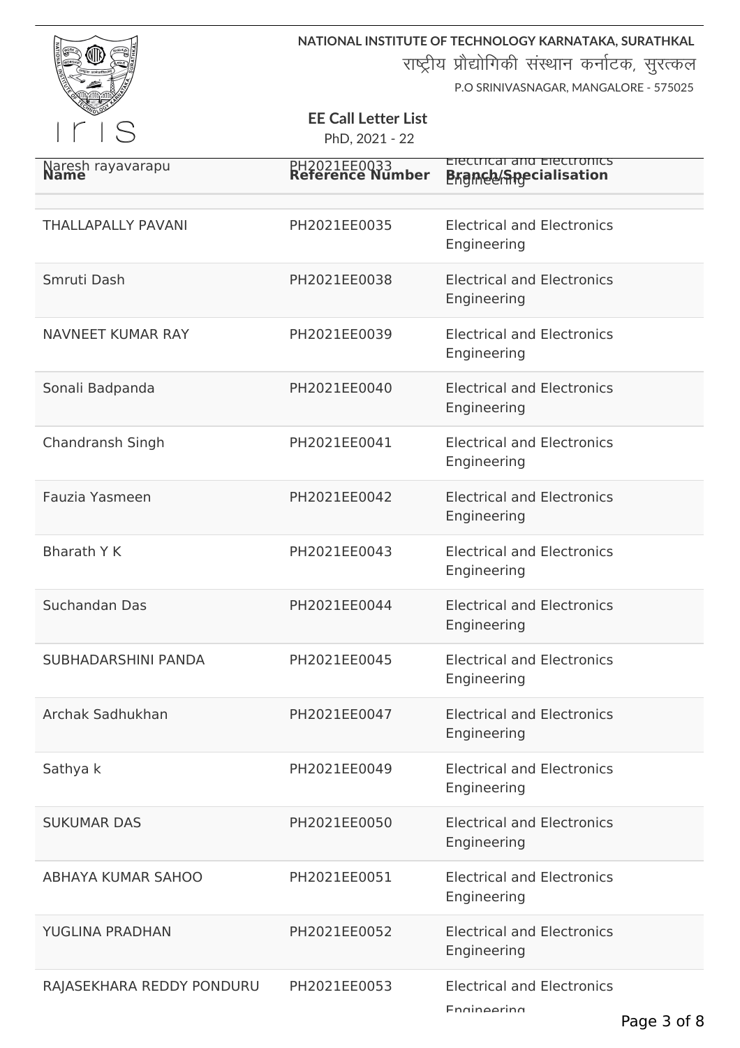**NATIONAL INSTITUTE OF TECHNOLOGY KARNATAKA, SURATHKAL**

राष्ट्रीय प्रौद्योगिकी संस्थान कर्नाटक, सुरत्कल

P.O SRINIVASNAGAR, MANGALORE - 575025

**EE Call Letter List**

PhD, 2021 - 22

| Name | Reference Number | Branch/Specialisation |
|---|---|---|
| Naresh rayavarapu | PH2021EE0033 | Electrical and Electronics Engineering |
| THALLAPALLY PAVANI | PH2021EE0035 | Electrical and Electronics Engineering |
| Smruti Dash | PH2021EE0038 | Electrical and Electronics Engineering |
| NAVNEET KUMAR RAY | PH2021EE0039 | Electrical and Electronics Engineering |
| Sonali Badpanda | PH2021EE0040 | Electrical and Electronics Engineering |
| Chandransh Singh | PH2021EE0041 | Electrical and Electronics Engineering |
| Fauzia Yasmeen | PH2021EE0042 | Electrical and Electronics Engineering |
| Bharath Y K | PH2021EE0043 | Electrical and Electronics Engineering |
| Suchandan Das | PH2021EE0044 | Electrical and Electronics Engineering |
| SUBHADARSHINI PANDA | PH2021EE0045 | Electrical and Electronics Engineering |
| Archak Sadhukhan | PH2021EE0047 | Electrical and Electronics Engineering |
| Sathya k | PH2021EE0049 | Electrical and Electronics Engineering |
| SUKUMAR DAS | PH2021EE0050 | Electrical and Electronics Engineering |
| ABHAYA KUMAR SAHOO | PH2021EE0051 | Electrical and Electronics Engineering |
| YUGLINA PRADHAN | PH2021EE0052 | Electrical and Electronics Engineering |
| RAJASEKHARA REDDY PONDURU | PH2021EE0053 | Electrical and Electronics Engineering |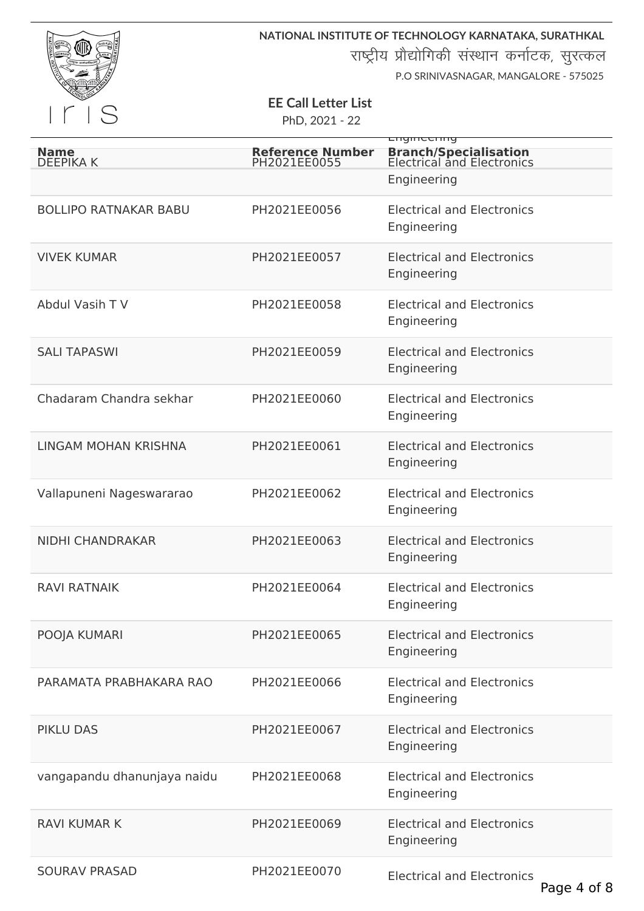NATIONAL INSTITUTE OF TECHNOLOGY KARNATAKA, SURATHKAL

राष्ट्रीय प्रौद्योगिकी संस्थान कर्नाटक, सुरत्कल

P.O SRINIVASNAGAR, MANGALORE - 575025

**EE Call Letter List**

PhD, 2021 - 22

| Name | Reference Number | Branch/Specialisation |
|---|---|---|
| DEEPIKA K | PH2021EE0055 | Electrical and Electronics Engineering |
| BOLLIPO RATNAKAR BABU | PH2021EE0056 | Electrical and Electronics Engineering |
| VIVEK KUMAR | PH2021EE0057 | Electrical and Electronics Engineering |
| Abdul Vasih T V | PH2021EE0058 | Electrical and Electronics Engineering |
| SALI TAPASWI | PH2021EE0059 | Electrical and Electronics Engineering |
| Chadaram Chandra sekhar | PH2021EE0060 | Electrical and Electronics Engineering |
| LINGAM MOHAN KRISHNA | PH2021EE0061 | Electrical and Electronics Engineering |
| Vallapuneni Nageswararao | PH2021EE0062 | Electrical and Electronics Engineering |
| NIDHI CHANDRAKAR | PH2021EE0063 | Electrical and Electronics Engineering |
| RAVI RATNAIK | PH2021EE0064 | Electrical and Electronics Engineering |
| POOJA KUMARI | PH2021EE0065 | Electrical and Electronics Engineering |
| PARAMATA PRABHAKARA RAO | PH2021EE0066 | Electrical and Electronics Engineering |
| PIKLU DAS | PH2021EE0067 | Electrical and Electronics Engineering |
| vangapandu dhanunjaya naidu | PH2021EE0068 | Electrical and Electronics Engineering |
| RAVI KUMAR K | PH2021EE0069 | Electrical and Electronics Engineering |
| SOURAV PRASAD | PH2021EE0070 | Electrical and Electronics |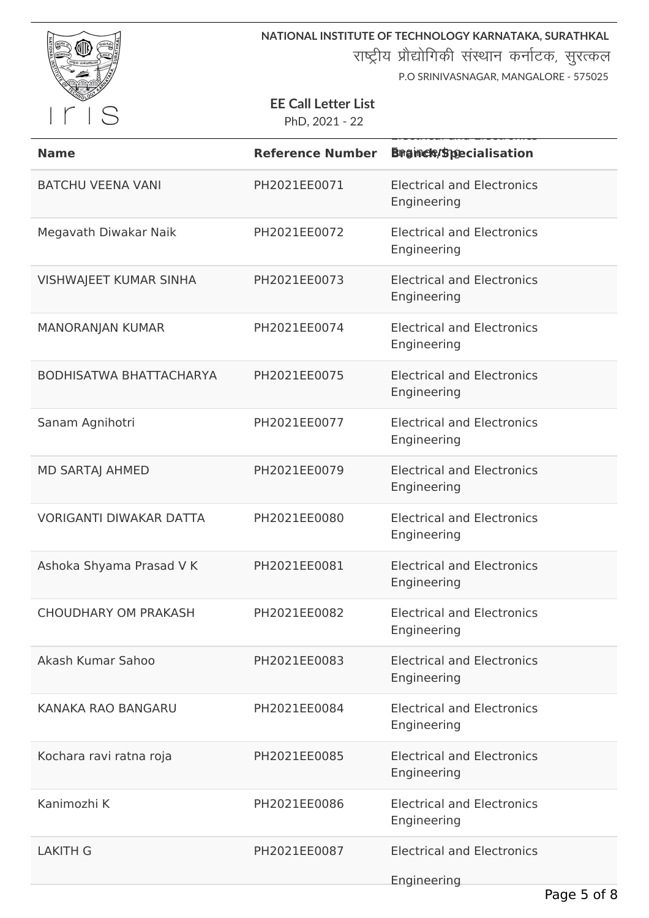NATIONAL INSTITUTE OF TECHNOLOGY KARNATAKA, SURATHKAL

राष्ट्रीय प्रौद्योगिकी संस्थान कर्नाटक, सुरत्कल

P.O SRINIVASNAGAR, MANGALORE - 575025

**EE Call Letter List**

PhD, 2021 - 22

| Name | Reference Number | Branch/Specialisation |
|---|---|---|
| BATCHU VEENA VANI | PH2021EE0071 | Electrical and Electronics Engineering |
| Megavath Diwakar Naik | PH2021EE0072 | Electrical and Electronics Engineering |
| VISHWAJEET KUMAR SINHA | PH2021EE0073 | Electrical and Electronics Engineering |
| MANORANJAN KUMAR | PH2021EE0074 | Electrical and Electronics Engineering |
| BODHISATWA BHATTACHARYA | PH2021EE0075 | Electrical and Electronics Engineering |
| Sanam Agnihotri | PH2021EE0077 | Electrical and Electronics Engineering |
| MD SARTAJ AHMED | PH2021EE0079 | Electrical and Electronics Engineering |
| VORIGANTI DIWAKAR DATTA | PH2021EE0080 | Electrical and Electronics Engineering |
| Ashoka Shyama Prasad V K | PH2021EE0081 | Electrical and Electronics Engineering |
| CHOUDHARY OM PRAKASH | PH2021EE0082 | Electrical and Electronics Engineering |
| Akash Kumar Sahoo | PH2021EE0083 | Electrical and Electronics Engineering |
| KANAKA RAO BANGARU | PH2021EE0084 | Electrical and Electronics Engineering |
| Kochara ravi ratna roja | PH2021EE0085 | Electrical and Electronics Engineering |
| Kanimozhi K | PH2021EE0086 | Electrical and Electronics Engineering |
| LAKITH G | PH2021EE0087 | Electrical and Electronics Engineering |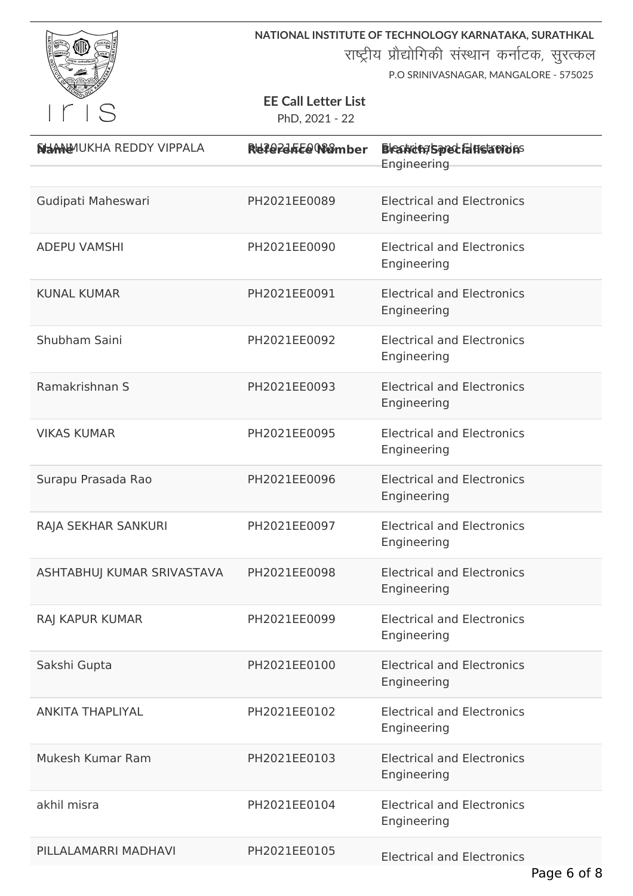NATIONAL INSTITUTE OF TECHNOLOGY KARNATAKA, SURATHKAL
राष्ट्रीय प्रौद्योगिकी संस्थान कर्नाटक, सुरत्कल
P.O SRINIVASNAGAR, MANGALORE - 575025

**EE Call Letter List**
PhD, 2021 - 22

| Name | Reference Number | Branch/Specialisation |
|---|---|---|
| SHANMUKHA REDDY VIPPALA | PH2021EE0088 | Electrical and Electronics Engineering |
| Gudipati Maheswari | PH2021EE0089 | Electrical and Electronics Engineering |
| ADEPU VAMSHI | PH2021EE0090 | Electrical and Electronics Engineering |
| KUNAL KUMAR | PH2021EE0091 | Electrical and Electronics Engineering |
| Shubham Saini | PH2021EE0092 | Electrical and Electronics Engineering |
| Ramakrishnan S | PH2021EE0093 | Electrical and Electronics Engineering |
| VIKAS KUMAR | PH2021EE0095 | Electrical and Electronics Engineering |
| Surapu Prasada Rao | PH2021EE0096 | Electrical and Electronics Engineering |
| RAJA SEKHAR SANKURI | PH2021EE0097 | Electrical and Electronics Engineering |
| ASHTABHUJ KUMAR SRIVASTAVA | PH2021EE0098 | Electrical and Electronics Engineering |
| RAJ KAPUR KUMAR | PH2021EE0099 | Electrical and Electronics Engineering |
| Sakshi Gupta | PH2021EE0100 | Electrical and Electronics Engineering |
| ANKITA THAPLIYAL | PH2021EE0102 | Electrical and Electronics Engineering |
| Mukesh Kumar Ram | PH2021EE0103 | Electrical and Electronics Engineering |
| akhil misra | PH2021EE0104 | Electrical and Electronics Engineering |
| PILLALAMARRI MADHAVI | PH2021EE0105 | Electrical and Electronics |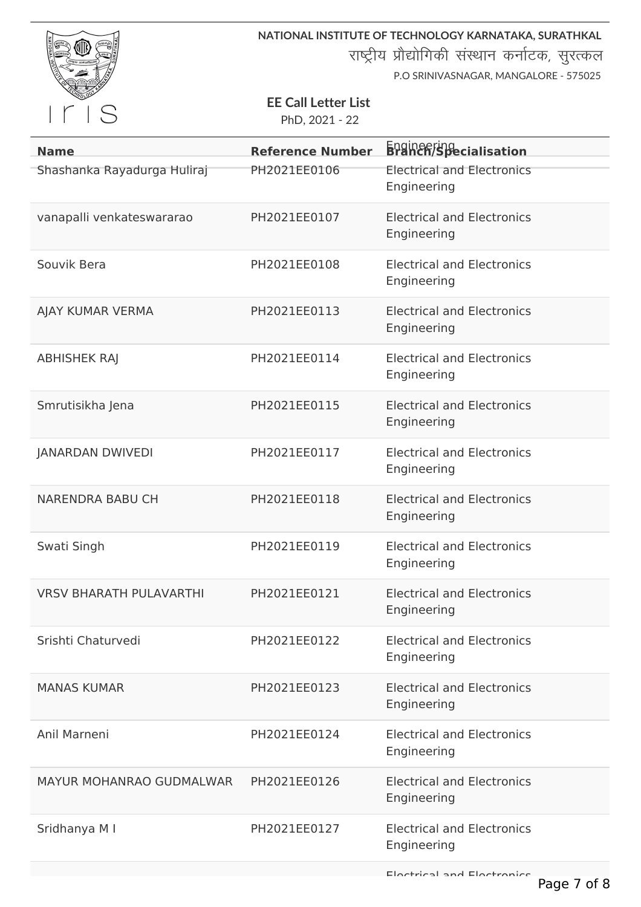NATIONAL INSTITUTE OF TECHNOLOGY KARNATAKA, SURATHKAL

राष्ट्रीय प्रौद्योगिकी संस्थान कर्नाटक, सुरत्कल

P.O SRINIVASNAGAR, MANGALORE - 575025

**EE Call Letter List**

PhD, 2021 - 22

| Name | Reference Number | Branch/Specialisation |
|---|---|---|
| Shashanka Rayadurga Huliraj | PH2021EE0106 | Electrical and Electronics Engineering |
| vanapalli venkateswararao | PH2021EE0107 | Electrical and Electronics Engineering |
| Souvik Bera | PH2021EE0108 | Electrical and Electronics Engineering |
| AJAY KUMAR VERMA | PH2021EE0113 | Electrical and Electronics Engineering |
| ABHISHEK RAJ | PH2021EE0114 | Electrical and Electronics Engineering |
| Smrutisikha Jena | PH2021EE0115 | Electrical and Electronics Engineering |
| JANARDAN DWIVEDI | PH2021EE0117 | Electrical and Electronics Engineering |
| NARENDRA BABU CH | PH2021EE0118 | Electrical and Electronics Engineering |
| Swati Singh | PH2021EE0119 | Electrical and Electronics Engineering |
| VRSV BHARATH PULAVARTHI | PH2021EE0121 | Electrical and Electronics Engineering |
| Srishti Chaturvedi | PH2021EE0122 | Electrical and Electronics Engineering |
| MANAS KUMAR | PH2021EE0123 | Electrical and Electronics Engineering |
| Anil Marneni | PH2021EE0124 | Electrical and Electronics Engineering |
| MAYUR MOHANRAO GUDMALWAR | PH2021EE0126 | Electrical and Electronics Engineering |
| Sridhanya M I | PH2021EE0127 | Electrical and Electronics Engineering |
| | | Electrical and Electronics |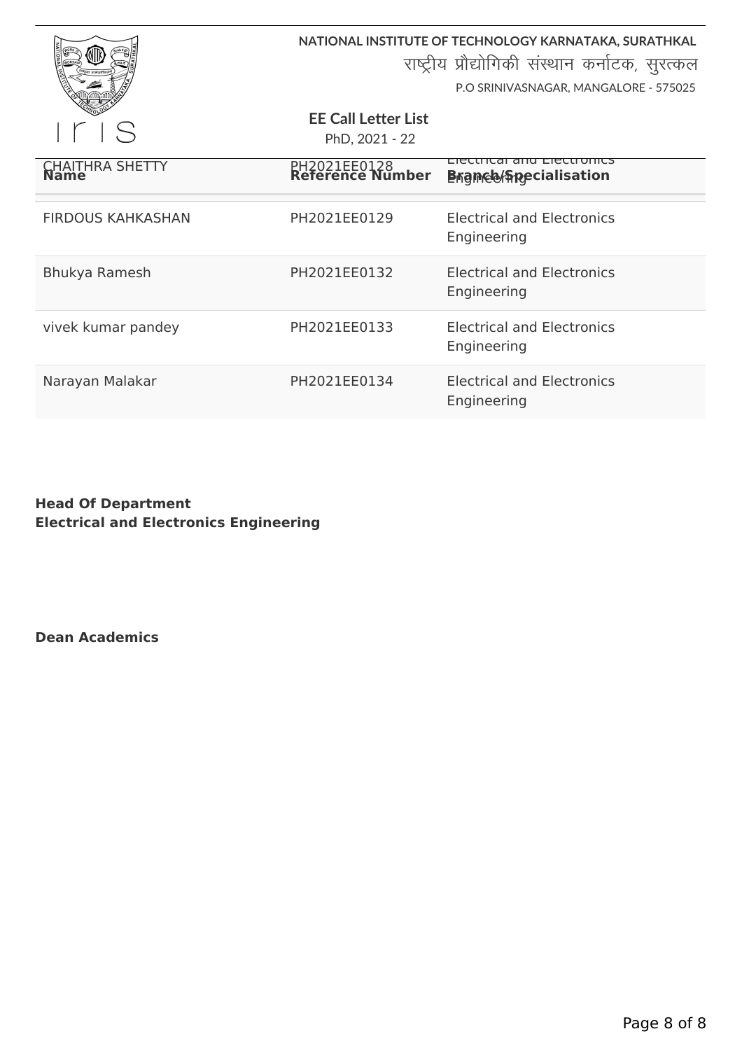NATIONAL INSTITUTE OF TECHNOLOGY KARNATAKA, SURATHKAL

राष्ट्रीय प्रौद्योगिकी संस्थान कर्नाटक, सुरत्कल

P.O SRINIVASNAGAR, MANGALORE - 575025

## EE Call Letter List

PhD, 2021 - 22

| Name | Reference Number | Branch/Specialisation |
|---|---|---|
| CHAITHRA SHETTY | PH2021EE0128 | Electrical and Electronics Engineering |
| FIRDOUS KAHKASHAN | PH2021EE0129 | Electrical and Electronics Engineering |
| Bhukya Ramesh | PH2021EE0132 | Electrical and Electronics Engineering |
| vivek kumar pandey | PH2021EE0133 | Electrical and Electronics Engineering |
| Narayan Malakar | PH2021EE0134 | Electrical and Electronics Engineering |

**Head Of Department**
**Electrical and Electronics Engineering**

**Dean Academics**